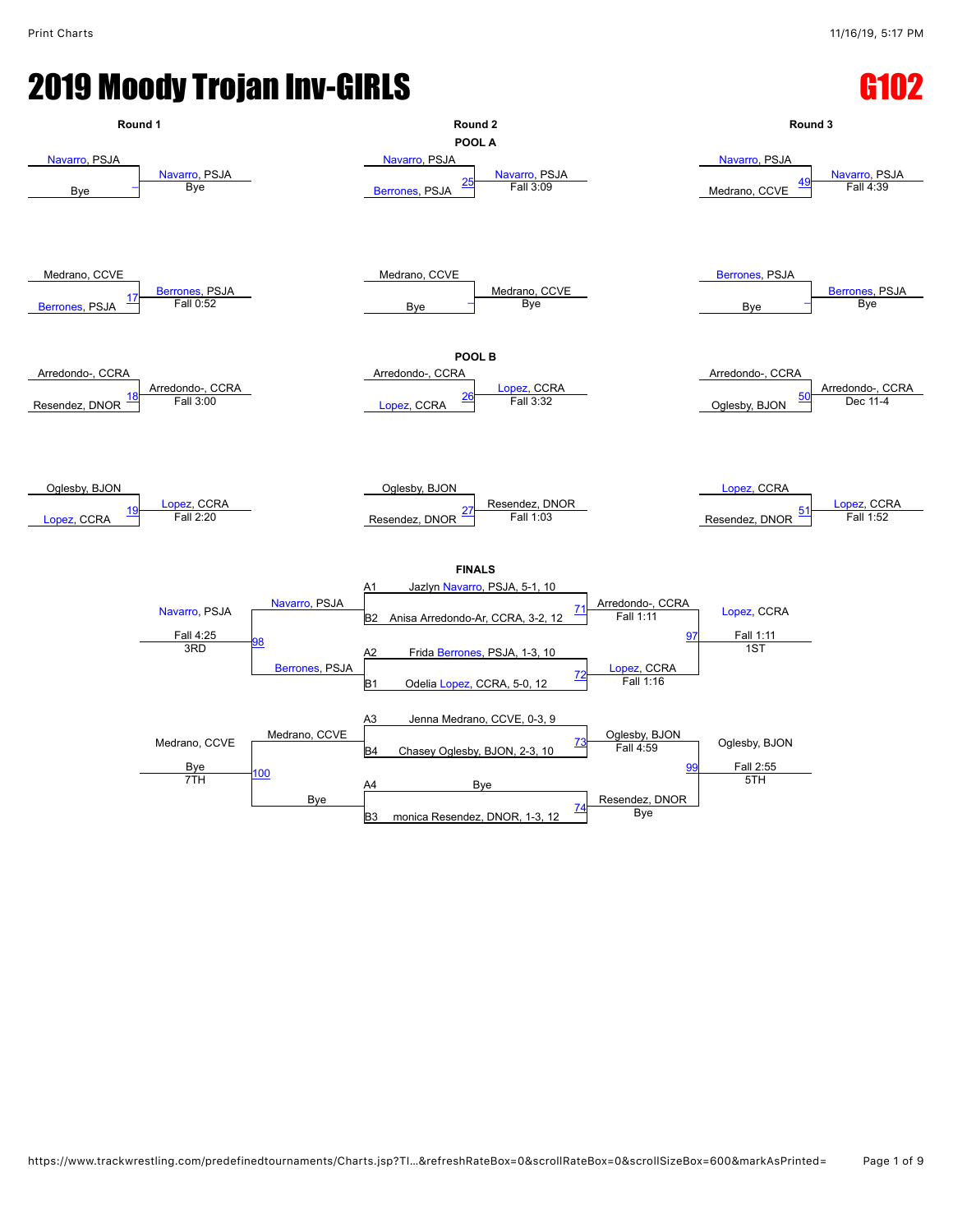# 2019 Moody Trojan Inv-GIRLS

**G102**

## POOL A

### Round 1

| Wrestler 1 | Wrestler 2 | Bout | Winner | Result |
|---|---|---|---|---|
| Navarro, PSJA | Bye | – | Navarro, PSJA | Bye |
| Medrano, CCVE | Berrones, PSJA | 17 | Berrones, PSJA | Fall 0:52 |

### Round 2

| Wrestler 1 | Wrestler 2 | Bout | Winner | Result |
|---|---|---|---|---|
| Navarro, PSJA | Berrones, PSJA | 25 | Navarro, PSJA | Fall 3:09 |
| Medrano, CCVE | Bye | – | Medrano, CCVE | Bye |

### Round 3

| Wrestler 1 | Wrestler 2 | Bout | Winner | Result |
|---|---|---|---|---|
| Navarro, PSJA | Medrano, CCVE | 49 | Navarro, PSJA | Fall 4:39 |
| Berrones, PSJA | Bye | – | Berrones, PSJA | Bye |

## POOL B

### Round 1

| Wrestler 1 | Wrestler 2 | Bout | Winner | Result |
|---|---|---|---|---|
| Arredondo-, CCRA | Resendez, DNOR | 18 | Arredondo-, CCRA | Fall 3:00 |
| Oglesby, BJON | Lopez, CCRA | 19 | Lopez, CCRA | Fall 2:20 |

### Round 2

| Wrestler 1 | Wrestler 2 | Bout | Winner | Result |
|---|---|---|---|---|
| Arredondo-, CCRA | Lopez, CCRA | 26 | Lopez, CCRA | Fall 3:32 |
| Oglesby, BJON | Resendez, DNOR | 27 | Resendez, DNOR | Fall 1:03 |

### Round 3

| Wrestler 1 | Wrestler 2 | Bout | Winner | Result |
|---|---|---|---|---|
| Arredondo-, CCRA | Oglesby, BJON | 50 | Arredondo-, CCRA | Dec 11-4 |
| Lopez, CCRA | Resendez, DNOR | 51 | Lopez, CCRA | Fall 1:52 |

## FINALS

### Seeds

- A1 Jazlyn Navarro, PSJA, 5-1, 10
- B2 Anisa Arredondo-Ar, CCRA, 3-2, 12
- A2 Frida Berrones, PSJA, 1-3, 10
- B1 Odelia Lopez, CCRA, 5-0, 12
- A3 Jenna Medrano, CCVE, 0-3, 9
- B4 Chasey Oglesby, BJON, 2-3, 10
- A4 Bye
- B3 monica Resendez, DNOR, 1-3, 12

### Semifinals

| Matchup | Bout | Winner | Result |
|---|---|---|---|
| A1 Navarro, PSJA vs B2 Arredondo-Ar, CCRA | 71 | Arredondo-, CCRA | Fall 1:11 |
| A2 Berrones, PSJA vs B1 Lopez, CCRA | 72 | Lopez, CCRA | Fall 1:16 |
| A3 Medrano, CCVE vs B4 Oglesby, BJON | 73 | Oglesby, BJON | Fall 4:59 |
| A4 Bye vs B3 Resendez, DNOR | 74 | Resendez, DNOR | Bye |

### Placement Matches

| Place | Wrestler 1 | Wrestler 2 | Bout | Winner | Result |
|---|---|---|---|---|---|
| 1ST | Arredondo-, CCRA | Lopez, CCRA | 97 | Lopez, CCRA | Fall 1:11 |
| 3RD | Navarro, PSJA | Berrones, PSJA | 98 | Navarro, PSJA | Fall 4:25 |
| 5TH | Oglesby, BJON | Resendez, DNOR | 99 | Oglesby, BJON | Fall 2:55 |
| 7TH | Medrano, CCVE | Bye | 100 | Medrano, CCVE | Bye |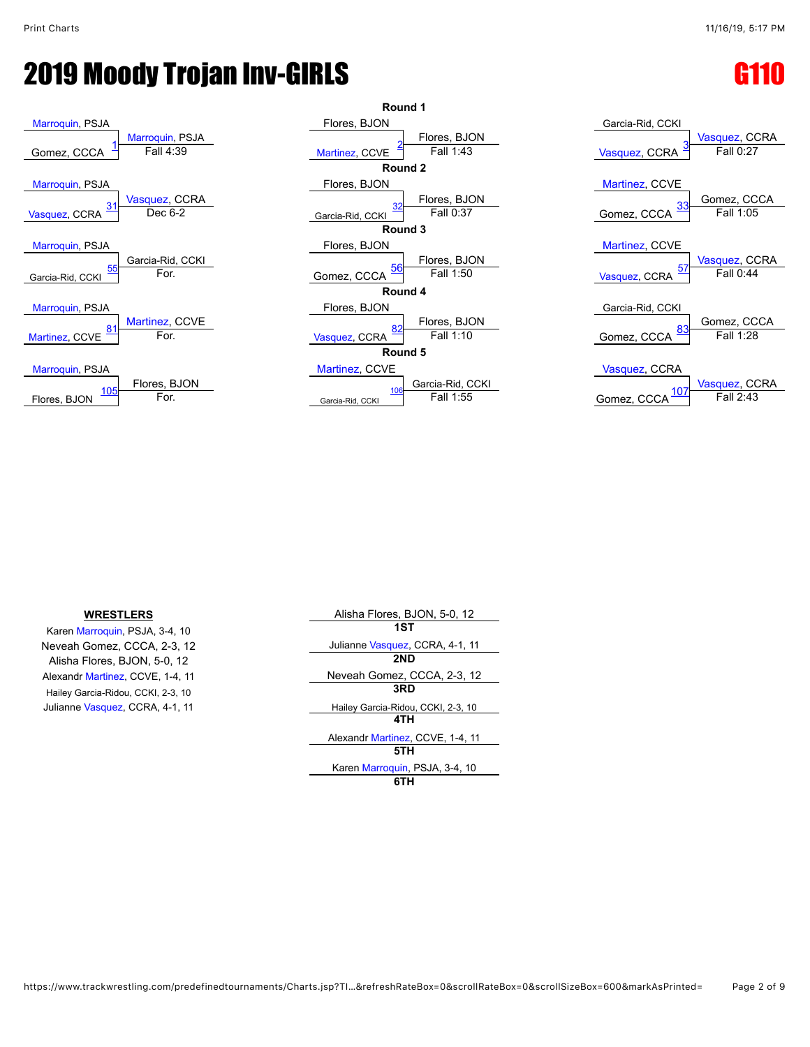# 2019 Moody Trojan Inv-GIRLS

## G110

### Round 1

| Bout | Wrestler 1 | Wrestler 2 | Winner | Result |
|---|---|---|---|---|
| 1 | Marroquin, PSJA | Gomez, CCCA | Marroquin, PSJA | Fall 4:39 |
| 2 | Flores, BJON | Martinez, CCVE | Flores, BJON | Fall 1:43 |
| 3 | Garcia-Rid, CCKI | Vasquez, CCRA | Vasquez, CCRA | Fall 0:27 |

### Round 2

| Bout | Wrestler 1 | Wrestler 2 | Winner | Result |
|---|---|---|---|---|
| 31 | Marroquin, PSJA | Vasquez, CCRA | Vasquez, CCRA | Dec 6-2 |
| 32 | Flores, BJON | Garcia-Rid, CCKI | Flores, BJON | Fall 0:37 |
| 33 | Martinez, CCVE | Gomez, CCCA | Gomez, CCCA | Fall 1:05 |

### Round 3

| Bout | Wrestler 1 | Wrestler 2 | Winner | Result |
|---|---|---|---|---|
| 55 | Marroquin, PSJA | Garcia-Rid, CCKI | Garcia-Rid, CCKI | For. |
| 56 | Flores, BJON | Gomez, CCCA | Flores, BJON | Fall 1:50 |
| 57 | Martinez, CCVE | Vasquez, CCRA | Vasquez, CCRA | Fall 0:44 |

### Round 4

| Bout | Wrestler 1 | Wrestler 2 | Winner | Result |
|---|---|---|---|---|
| 81 | Marroquin, PSJA | Martinez, CCVE | Martinez, CCVE | For. |
| 82 | Flores, BJON | Vasquez, CCRA | Flores, BJON | Fall 1:10 |
| 83 | Garcia-Rid, CCKI | Gomez, CCCA | Gomez, CCCA | Fall 1:28 |

### Round 5

| Bout | Wrestler 1 | Wrestler 2 | Winner | Result |
|---|---|---|---|---|
| 105 | Marroquin, PSJA | Flores, BJON | Flores, BJON | For. |
| 106 | Martinez, CCVE | Garcia-Rid, CCKI | Garcia-Rid, CCKI | Fall 1:55 |
| 107 | Vasquez, CCRA | Gomez, CCCA | Vasquez, CCRA | Fall 2:43 |

**WRESTLERS**

- Karen Marroquin, PSJA, 3-4, 10
- Neveah Gomez, CCCA, 2-3, 12
- Alisha Flores, BJON, 5-0, 12
- Alexandr Martinez, CCVE, 1-4, 11
- Hailey Garcia-Ridou, CCKI, 2-3, 10
- Julianne Vasquez, CCRA, 4-1, 11

| Place | Wrestler |
|---|---|
| 1ST | Alisha Flores, BJON, 5-0, 12 |
| 2ND | Julianne Vasquez, CCRA, 4-1, 11 |
| 3RD | Neveah Gomez, CCCA, 2-3, 12 |
| 4TH | Hailey Garcia-Ridou, CCKI, 2-3, 10 |
| 5TH | Alexandr Martinez, CCVE, 1-4, 11 |
| 6TH | Karen Marroquin, PSJA, 3-4, 10 |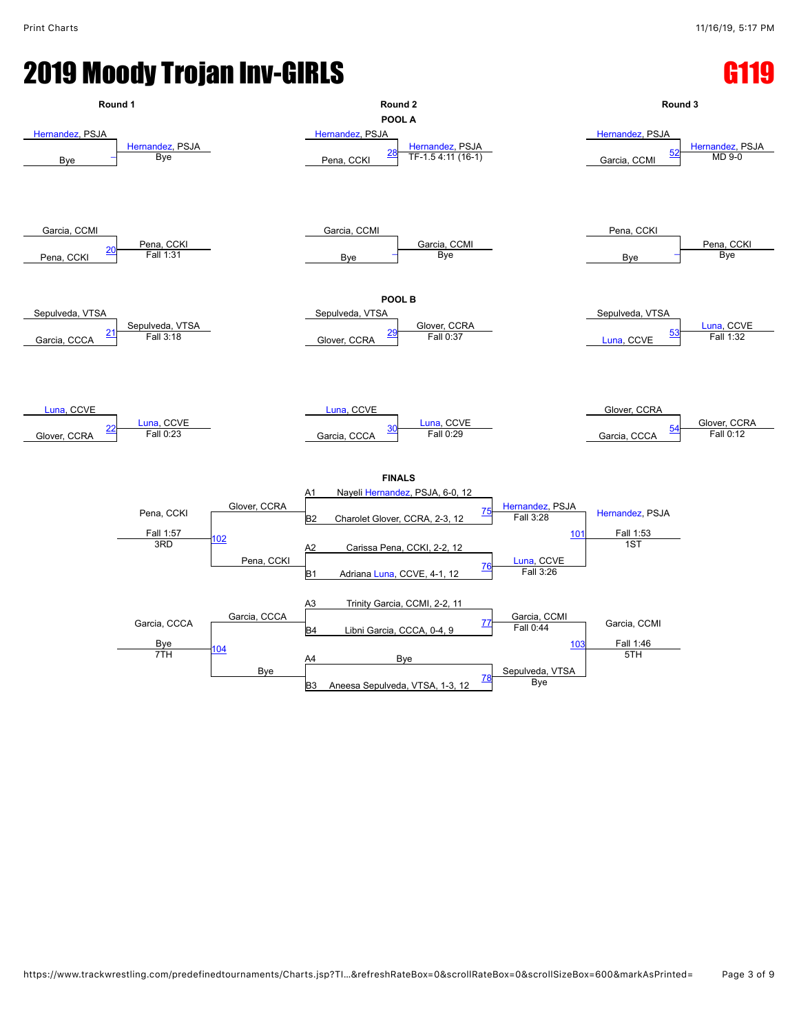# 2019 Moody Trojan Inv-GIRLS

## G119

### POOL A

| Round 1 | | | Round 2 | | | Round 3 | | |
|---|---|---|---|---|---|---|---|---|
| Hernandez, PSJA vs Bye | – | Hernandez, PSJA — Bye | Hernandez, PSJA vs Pena, CCKI | 28 | Hernandez, PSJA — TF-1.5 4:11 (16-1) | Hernandez, PSJA vs Garcia, CCMI | 52 | Hernandez, PSJA — MD 9-0 |
| Garcia, CCMI vs Pena, CCKI | 20 | Pena, CCKI — Fall 1:31 | Garcia, CCMI vs Bye | – | Garcia, CCMI — Bye | Pena, CCKI vs Bye | – | Pena, CCKI — Bye |

### POOL B

| Round 1 | | | Round 2 | | | Round 3 | | |
|---|---|---|---|---|---|---|---|---|
| Sepulveda, VTSA vs Garcia, CCCA | 21 | Sepulveda, VTSA — Fall 3:18 | Sepulveda, VTSA vs Glover, CCRA | 29 | Glover, CCRA — Fall 0:37 | Sepulveda, VTSA vs Luna, CCVE | 53 | Luna, CCVE — Fall 1:32 |
| Luna, CCVE vs Glover, CCRA | 22 | Luna, CCVE — Fall 0:23 | Luna, CCVE vs Garcia, CCCA | 30 | Luna, CCVE — Fall 0:29 | Glover, CCRA vs Garcia, CCCA | 54 | Glover, CCRA — Fall 0:12 |

### FINALS

**Seeds:**

- A1 Nayeli Hernandez, PSJA, 6-0, 12
- B2 Charolet Glover, CCRA, 2-3, 12
- A2 Carissa Pena, CCKI, 2-2, 12
- B1 Adriana Luna, CCVE, 4-1, 12
- A3 Trinity Garcia, CCMI, 2-2, 11
- B4 Libni Garcia, CCCA, 0-4, 9
- A4 Bye
- B3 Aneesa Sepulveda, VTSA, 1-3, 12

| Bout | Matchup | Winner | Result |
|---|---|---|---|
| 75 | A1 Nayeli Hernandez, PSJA, 6-0, 12 vs B2 Charolet Glover, CCRA, 2-3, 12 | Hernandez, PSJA | Fall 3:28 |
| 76 | A2 Carissa Pena, CCKI, 2-2, 12 vs B1 Adriana Luna, CCVE, 4-1, 12 | Luna, CCVE | Fall 3:26 |
| 101 | Hernandez, PSJA vs Luna, CCVE | Hernandez, PSJA | Fall 1:53 — 1ST |
| 102 | Glover, CCRA vs Pena, CCKI | Pena, CCKI | Fall 1:57 — 3RD |
| 77 | A3 Trinity Garcia, CCMI, 2-2, 11 vs B4 Libni Garcia, CCCA, 0-4, 9 | Garcia, CCMI | Fall 0:44 |
| 78 | A4 Bye vs B3 Aneesa Sepulveda, VTSA, 1-3, 12 | Sepulveda, VTSA | Bye |
| 103 | Garcia, CCMI vs Sepulveda, VTSA | Garcia, CCMI | Fall 1:46 — 5TH |
| 104 | Garcia, CCCA vs Bye | Garcia, CCCA | Bye — 7TH |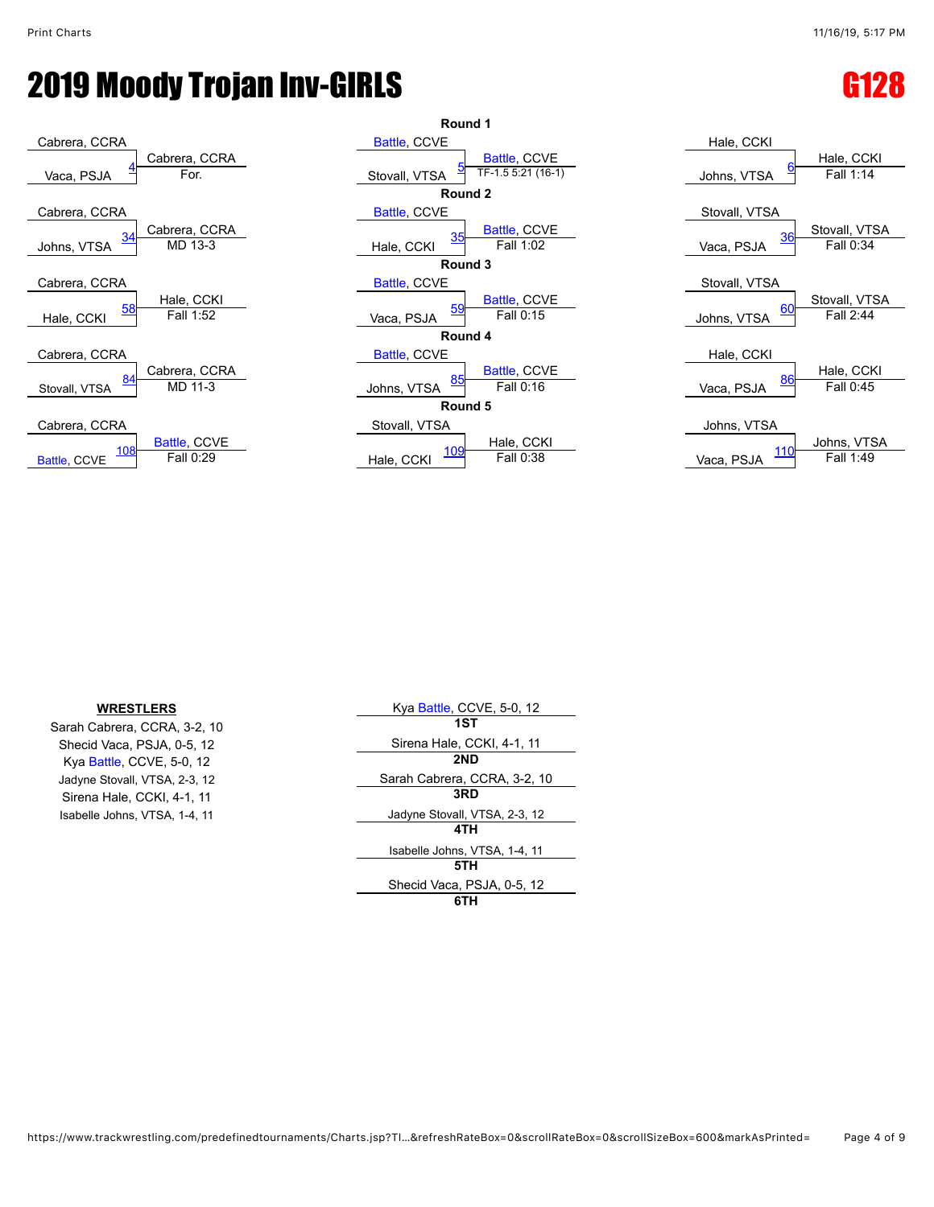# 2019 Moody Trojan Inv-GIRLS

## G128

### Round 1

| Match | Wrestler 1 | Wrestler 2 | Winner | Result |
|---|---|---|---|---|
| 4 | Cabrera, CCRA | Vaca, PSJA | Cabrera, CCRA | For. |
| 5 | Battle, CCVE | Stovall, VTSA | Battle, CCVE | TF-1.5 5:21 (16-1) |
| 6 | Hale, CCKI | Johns, VTSA | Hale, CCKI | Fall 1:14 |

### Round 2

| Match | Wrestler 1 | Wrestler 2 | Winner | Result |
|---|---|---|---|---|
| 34 | Cabrera, CCRA | Johns, VTSA | Cabrera, CCRA | MD 13-3 |
| 35 | Battle, CCVE | Hale, CCKI | Battle, CCVE | Fall 1:02 |
| 36 | Stovall, VTSA | Vaca, PSJA | Stovall, VTSA | Fall 0:34 |

### Round 3

| Match | Wrestler 1 | Wrestler 2 | Winner | Result |
|---|---|---|---|---|
| 58 | Cabrera, CCRA | Hale, CCKI | Hale, CCKI | Fall 1:52 |
| 59 | Battle, CCVE | Vaca, PSJA | Battle, CCVE | Fall 0:15 |
| 60 | Stovall, VTSA | Johns, VTSA | Stovall, VTSA | Fall 2:44 |

### Round 4

| Match | Wrestler 1 | Wrestler 2 | Winner | Result |
|---|---|---|---|---|
| 84 | Cabrera, CCRA | Stovall, VTSA | Cabrera, CCRA | MD 11-3 |
| 85 | Battle, CCVE | Johns, VTSA | Battle, CCVE | Fall 0:16 |
| 86 | Hale, CCKI | Vaca, PSJA | Hale, CCKI | Fall 0:45 |

### Round 5

| Match | Wrestler 1 | Wrestler 2 | Winner | Result |
|---|---|---|---|---|
| 108 | Cabrera, CCRA | Battle, CCVE | Battle, CCVE | Fall 0:29 |
| 109 | Stovall, VTSA | Hale, CCKI | Hale, CCKI | Fall 0:38 |
| 110 | Johns, VTSA | Vaca, PSJA | Johns, VTSA | Fall 1:49 |

**WRESTLERS**

- Sarah Cabrera, CCRA, 3-2, 10
- Shecid Vaca, PSJA, 0-5, 12
- Kya Battle, CCVE, 5-0, 12
- Jadyne Stovall, VTSA, 2-3, 12
- Sirena Hale, CCKI, 4-1, 11
- Isabelle Johns, VTSA, 1-4, 11

| Place | Wrestler |
|---|---|
| 1ST | Kya Battle, CCVE, 5-0, 12 |
| 2ND | Sirena Hale, CCKI, 4-1, 11 |
| 3RD | Sarah Cabrera, CCRA, 3-2, 10 |
| 4TH | Jadyne Stovall, VTSA, 2-3, 12 |
| 5TH | Isabelle Johns, VTSA, 1-4, 11 |
| 6TH | Shecid Vaca, PSJA, 0-5, 12 |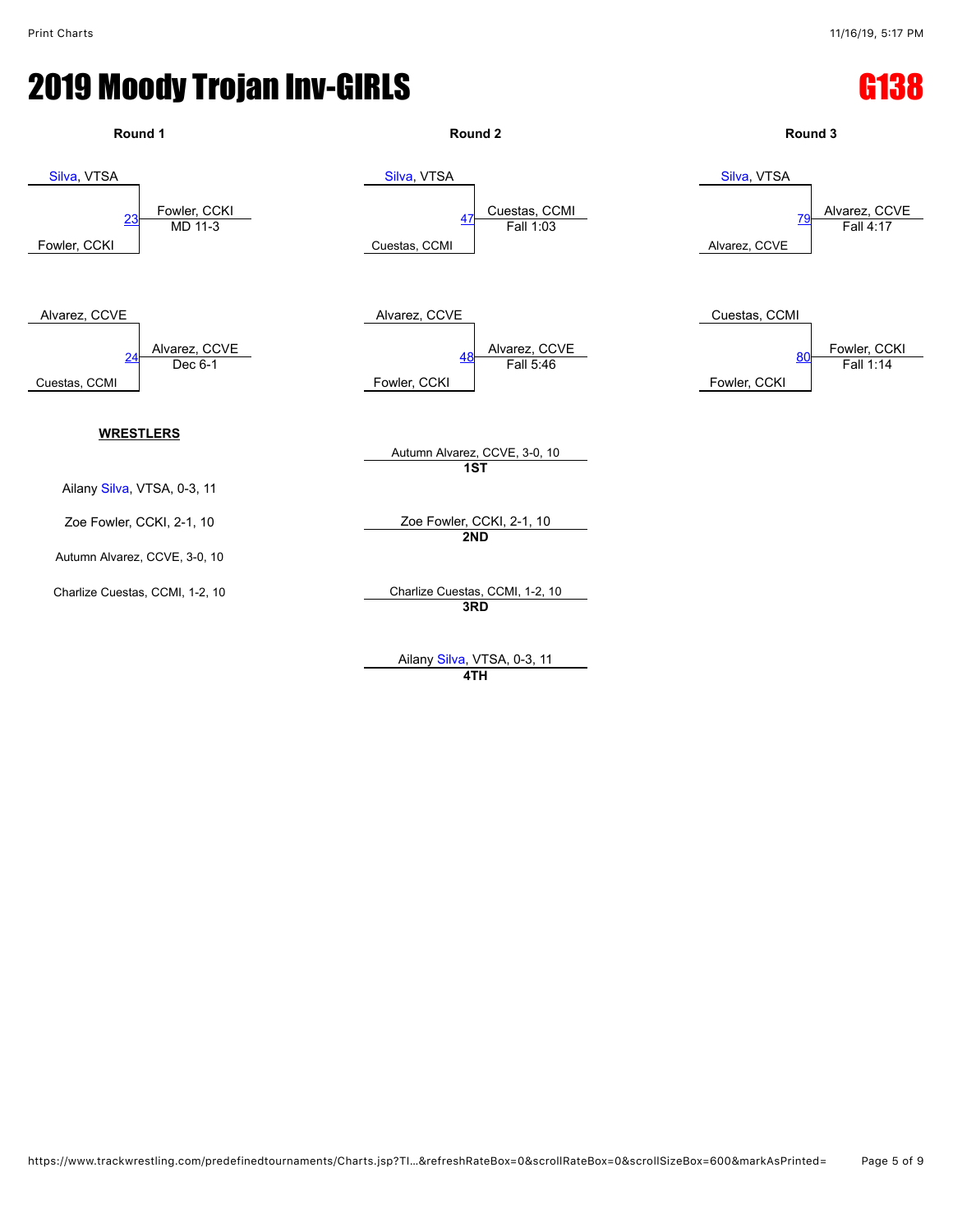# 2019 Moody Trojan Inv-GIRLS

# G138

### Round 1

Silva, VTSA
Fowler, CCKI
23 — Fowler, CCKI, MD 11-3

Alvarez, CCVE
Cuestas, CCMI
24 — Alvarez, CCVE, Dec 6-1

### Round 2

Silva, VTSA
Cuestas, CCMI
47 — Cuestas, CCMI, Fall 1:03

Alvarez, CCVE
Fowler, CCKI
48 — Alvarez, CCVE, Fall 5:46

### Round 3

Silva, VTSA
Alvarez, CCVE
79 — Alvarez, CCVE, Fall 4:17

Cuestas, CCMI
Fowler, CCKI
80 — Fowler, CCKI, Fall 1:14

**WRESTLERS**

Ailany Silva, VTSA, 0-3, 11

Zoe Fowler, CCKI, 2-1, 10

Autumn Alvarez, CCVE, 3-0, 10

Charlize Cuestas, CCMI, 1-2, 10

Autumn Alvarez, CCVE, 3-0, 10
**1ST**

Zoe Fowler, CCKI, 2-1, 10
**2ND**

Charlize Cuestas, CCMI, 1-2, 10
**3RD**

Ailany Silva, VTSA, 0-3, 11
**4TH**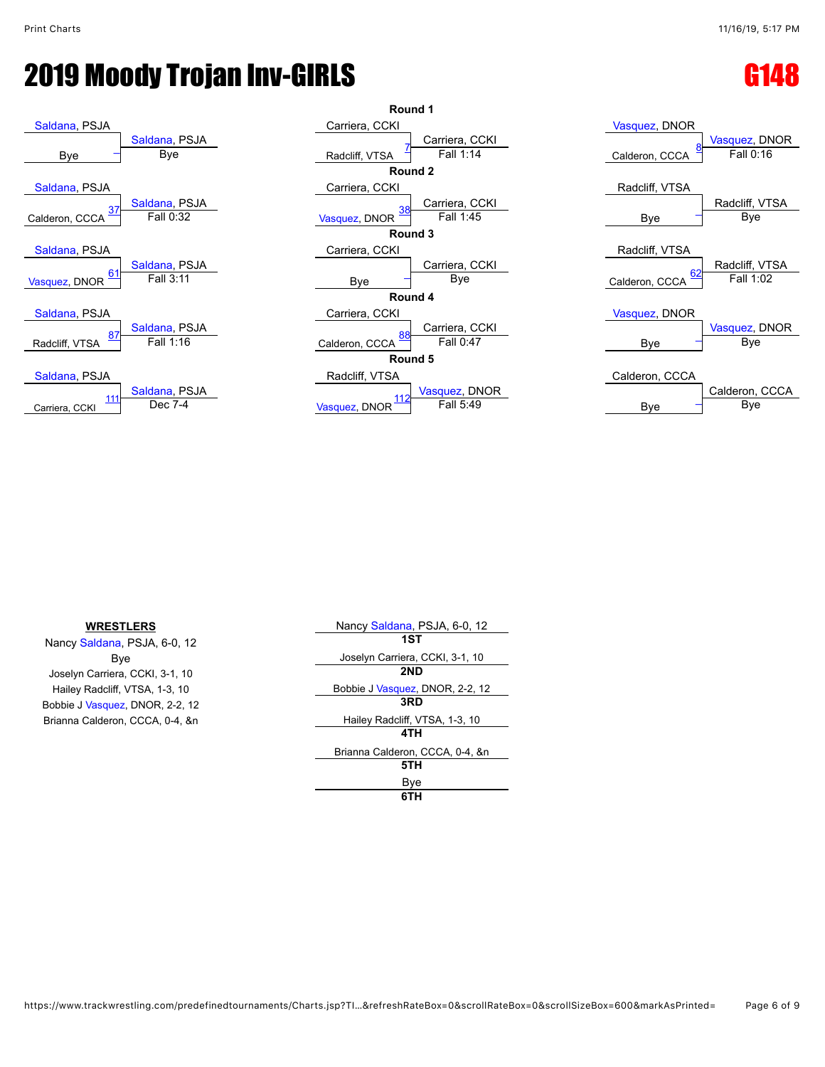# 2019 Moody Trojan Inv-GIRLS

## G148

### Round 1

| Wrestler 1 | Wrestler 2 | Bout | Winner | Result |
|---|---|---|---|---|
| Saldana, PSJA | Bye | – | Saldana, PSJA | Bye |
| Carriera, CCKI | Radcliff, VTSA | 7 | Carriera, CCKI | Fall 1:14 |
| Vasquez, DNOR | Calderon, CCCA | 8 | Vasquez, DNOR | Fall 0:16 |

### Round 2

| Wrestler 1 | Wrestler 2 | Bout | Winner | Result |
|---|---|---|---|---|
| Saldana, PSJA | Calderon, CCCA | 37 | Saldana, PSJA | Fall 0:32 |
| Carriera, CCKI | Vasquez, DNOR | 38 | Carriera, CCKI | Fall 1:45 |
| Radcliff, VTSA | Bye | – | Radcliff, VTSA | Bye |

### Round 3

| Wrestler 1 | Wrestler 2 | Bout | Winner | Result |
|---|---|---|---|---|
| Saldana, PSJA | Vasquez, DNOR | 61 | Saldana, PSJA | Fall 3:11 |
| Carriera, CCKI | Bye | – | Carriera, CCKI | Bye |
| Radcliff, VTSA | Calderon, CCCA | 62 | Radcliff, VTSA | Fall 1:02 |

### Round 4

| Wrestler 1 | Wrestler 2 | Bout | Winner | Result |
|---|---|---|---|---|
| Saldana, PSJA | Radcliff, VTSA | 87 | Saldana, PSJA | Fall 1:16 |
| Carriera, CCKI | Calderon, CCCA | 88 | Carriera, CCKI | Fall 0:47 |
| Vasquez, DNOR | Bye | – | Vasquez, DNOR | Bye |

### Round 5

| Wrestler 1 | Wrestler 2 | Bout | Winner | Result |
|---|---|---|---|---|
| Saldana, PSJA | Carriera, CCKI | 111 | Saldana, PSJA | Dec 7-4 |
| Radcliff, VTSA | Vasquez, DNOR | 112 | Vasquez, DNOR | Fall 5:49 |
| Calderon, CCCA | Bye | – | Calderon, CCCA | Bye |

**WRESTLERS**

Nancy Saldana, PSJA, 6-0, 12
Bye
Joselyn Carriera, CCKI, 3-1, 10
Hailey Radcliff, VTSA, 1-3, 10
Bobbie J Vasquez, DNOR, 2-2, 12
Brianna Calderon, CCCA, 0-4, &n

| Place | Wrestler |
|---|---|
| 1ST | Nancy Saldana, PSJA, 6-0, 12 |
| 2ND | Joselyn Carriera, CCKI, 3-1, 10 |
| 3RD | Bobbie J Vasquez, DNOR, 2-2, 12 |
| 4TH | Hailey Radcliff, VTSA, 1-3, 10 |
| 5TH | Brianna Calderon, CCCA, 0-4, &n |
| 6TH | Bye |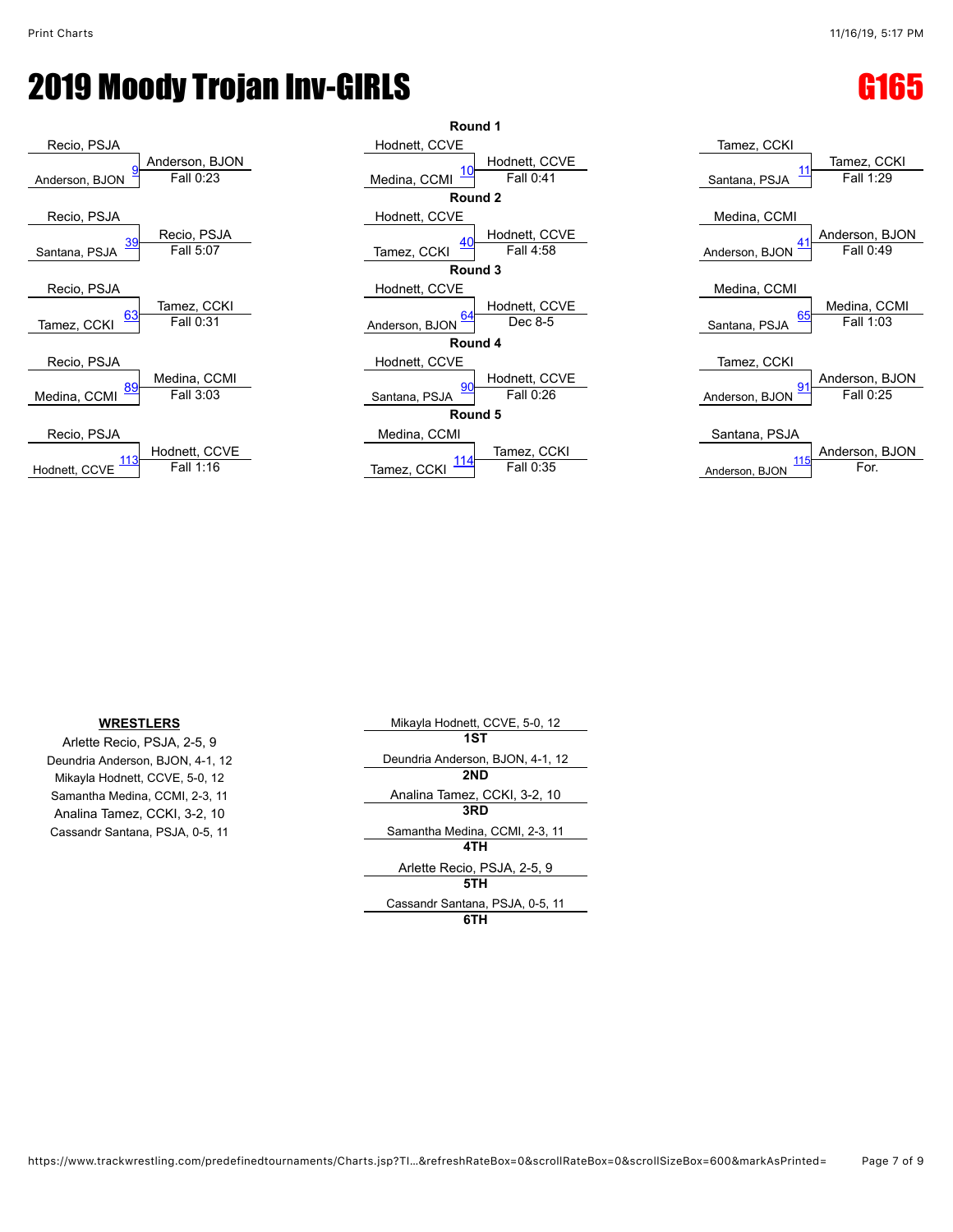# 2019 Moody Trojan Inv-GIRLS

## G165

### Round 1

| Match | Wrestler 1 | Wrestler 2 | Winner | Result |
|---|---|---|---|---|
| 9 | Recio, PSJA | Anderson, BJON | Anderson, BJON | Fall 0:23 |
| 10 | Hodnett, CCVE | Medina, CCMI | Hodnett, CCVE | Fall 0:41 |
| 11 | Tamez, CCKI | Santana, PSJA | Tamez, CCKI | Fall 1:29 |

### Round 2

| Match | Wrestler 1 | Wrestler 2 | Winner | Result |
|---|---|---|---|---|
| 39 | Recio, PSJA | Santana, PSJA | Recio, PSJA | Fall 5:07 |
| 40 | Hodnett, CCVE | Tamez, CCKI | Hodnett, CCVE | Fall 4:58 |
| 41 | Medina, CCMI | Anderson, BJON | Anderson, BJON | Fall 0:49 |

### Round 3

| Match | Wrestler 1 | Wrestler 2 | Winner | Result |
|---|---|---|---|---|
| 63 | Recio, PSJA | Tamez, CCKI | Tamez, CCKI | Fall 0:31 |
| 64 | Hodnett, CCVE | Anderson, BJON | Hodnett, CCVE | Dec 8-5 |
| 65 | Medina, CCMI | Santana, PSJA | Medina, CCMI | Fall 1:03 |

### Round 4

| Match | Wrestler 1 | Wrestler 2 | Winner | Result |
|---|---|---|---|---|
| 89 | Recio, PSJA | Medina, CCMI | Medina, CCMI | Fall 3:03 |
| 90 | Hodnett, CCVE | Santana, PSJA | Hodnett, CCVE | Fall 0:26 |
| 91 | Tamez, CCKI | Anderson, BJON | Anderson, BJON | Fall 0:25 |

### Round 5

| Match | Wrestler 1 | Wrestler 2 | Winner | Result |
|---|---|---|---|---|
| 113 | Recio, PSJA | Hodnett, CCVE | Hodnett, CCVE | Fall 1:16 |
| 114 | Medina, CCMI | Tamez, CCKI | Tamez, CCKI | Fall 0:35 |
| 115 | Santana, PSJA | Anderson, BJON | Anderson, BJON | For. |

**WRESTLERS**

- Arlette Recio, PSJA, 2-5, 9
- Deundria Anderson, BJON, 4-1, 12
- Mikayla Hodnett, CCVE, 5-0, 12
- Samantha Medina, CCMI, 2-3, 11
- Analina Tamez, CCKI, 3-2, 10
- Cassandr Santana, PSJA, 0-5, 11

| Place | Wrestler |
|---|---|
| 1ST | Mikayla Hodnett, CCVE, 5-0, 12 |
| 2ND | Deundria Anderson, BJON, 4-1, 12 |
| 3RD | Analina Tamez, CCKI, 3-2, 10 |
| 4TH | Samantha Medina, CCMI, 2-3, 11 |
| 5TH | Arlette Recio, PSJA, 2-5, 9 |
| 6TH | Cassandr Santana, PSJA, 0-5, 11 |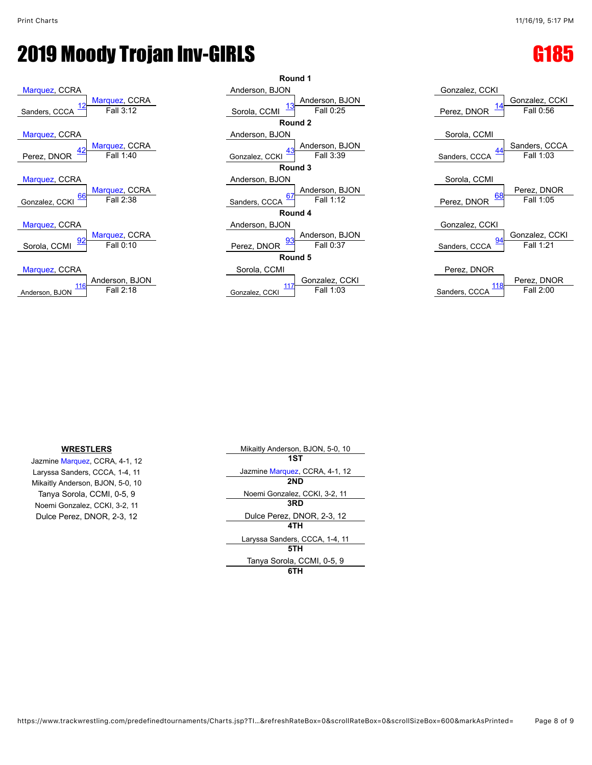# 2019 Moody Trojan Inv-GIRLS

## G185

### Round 1

| Top | Bottom | Bout | Winner | Result |
|---|---|---|---|---|
| Marquez, CCRA | Sanders, CCCA | 12 | Marquez, CCRA | Fall 3:12 |
| Anderson, BJON | Sorola, CCMI | 13 | Anderson, BJON | Fall 0:25 |
| Gonzalez, CCKI | Perez, DNOR | 14 | Gonzalez, CCKI | Fall 0:56 |

### Round 2

| Top | Bottom | Bout | Winner | Result |
|---|---|---|---|---|
| Marquez, CCRA | Perez, DNOR | 42 | Marquez, CCRA | Fall 1:40 |
| Anderson, BJON | Gonzalez, CCKI | 43 | Anderson, BJON | Fall 3:39 |
| Sorola, CCMI | Sanders, CCCA | 44 | Sanders, CCCA | Fall 1:03 |

### Round 3

| Top | Bottom | Bout | Winner | Result |
|---|---|---|---|---|
| Marquez, CCRA | Gonzalez, CCKI | 66 | Marquez, CCRA | Fall 2:38 |
| Anderson, BJON | Sanders, CCCA | 67 | Anderson, BJON | Fall 1:12 |
| Sorola, CCMI | Perez, DNOR | 68 | Perez, DNOR | Fall 1:05 |

### Round 4

| Top | Bottom | Bout | Winner | Result |
|---|---|---|---|---|
| Marquez, CCRA | Sorola, CCMI | 92 | Marquez, CCRA | Fall 0:10 |
| Anderson, BJON | Perez, DNOR | 93 | Anderson, BJON | Fall 0:37 |
| Gonzalez, CCKI | Sanders, CCCA | 94 | Gonzalez, CCKI | Fall 1:21 |

### Round 5

| Top | Bottom | Bout | Winner | Result |
|---|---|---|---|---|
| Marquez, CCRA | Anderson, BJON | 116 | Anderson, BJON | Fall 2:18 |
| Sorola, CCMI | Gonzalez, CCKI | 117 | Gonzalez, CCKI | Fall 1:03 |
| Perez, DNOR | Sanders, CCCA | 118 | Perez, DNOR | Fall 2:00 |

**WRESTLERS**

- Jazmine Marquez, CCRA, 4-1, 12
- Laryssa Sanders, CCCA, 1-4, 11
- Mikaitly Anderson, BJON, 5-0, 10
- Tanya Sorola, CCMI, 0-5, 9
- Noemi Gonzalez, CCKI, 3-2, 11
- Dulce Perez, DNOR, 2-3, 12

| Place | Wrestler |
|---|---|
| 1ST | Mikaitly Anderson, BJON, 5-0, 10 |
| 2ND | Jazmine Marquez, CCRA, 4-1, 12 |
| 3RD | Noemi Gonzalez, CCKI, 3-2, 11 |
| 4TH | Dulce Perez, DNOR, 2-3, 12 |
| 5TH | Laryssa Sanders, CCCA, 1-4, 11 |
| 6TH | Tanya Sorola, CCMI, 0-5, 9 |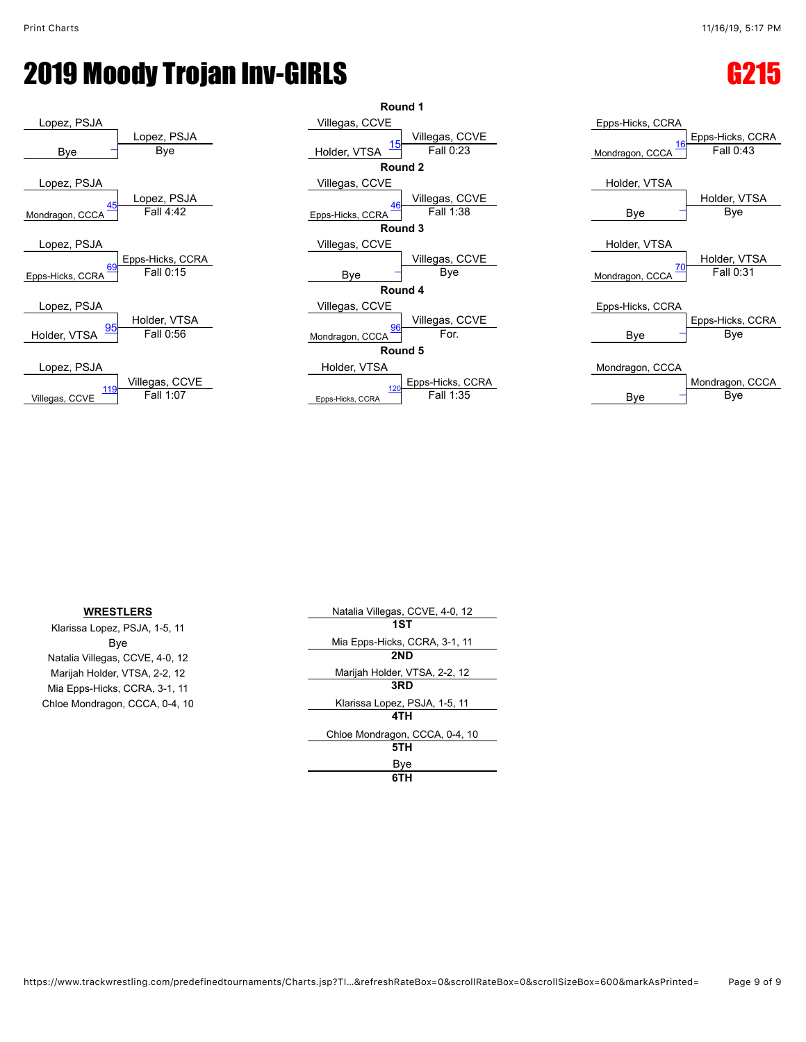# 2019 Moody Trojan Inv-GIRLS

## G215

### Round 1

| Wrestler 1 | Wrestler 2 | Bout | Winner | Result |
|---|---|---|---|---|
| Lopez, PSJA | Bye | – | Lopez, PSJA | Bye |
| Villegas, CCVE | Holder, VTSA | 15 | Villegas, CCVE | Fall 0:23 |
| Epps-Hicks, CCRA | Mondragon, CCCA | 16 | Epps-Hicks, CCRA | Fall 0:43 |

### Round 2

| Wrestler 1 | Wrestler 2 | Bout | Winner | Result |
|---|---|---|---|---|
| Lopez, PSJA | Mondragon, CCCA | 45 | Lopez, PSJA | Fall 4:42 |
| Villegas, CCVE | Epps-Hicks, CCRA | 46 | Villegas, CCVE | Fall 1:38 |
| Holder, VTSA | Bye | – | Holder, VTSA | Bye |

### Round 3

| Wrestler 1 | Wrestler 2 | Bout | Winner | Result |
|---|---|---|---|---|
| Lopez, PSJA | Epps-Hicks, CCRA | 69 | Epps-Hicks, CCRA | Fall 0:15 |
| Villegas, CCVE | Bye | – | Villegas, CCVE | Bye |
| Holder, VTSA | Mondragon, CCCA | 70 | Holder, VTSA | Fall 0:31 |

### Round 4

| Wrestler 1 | Wrestler 2 | Bout | Winner | Result |
|---|---|---|---|---|
| Lopez, PSJA | Holder, VTSA | 95 | Holder, VTSA | Fall 0:56 |
| Villegas, CCVE | Mondragon, CCCA | 96 | Villegas, CCVE | For. |
| Epps-Hicks, CCRA | Bye | – | Epps-Hicks, CCRA | Bye |

### Round 5

| Wrestler 1 | Wrestler 2 | Bout | Winner | Result |
|---|---|---|---|---|
| Lopez, PSJA | Villegas, CCVE | 119 | Villegas, CCVE | Fall 1:07 |
| Holder, VTSA | Epps-Hicks, CCRA | 120 | Epps-Hicks, CCRA | Fall 1:35 |
| Mondragon, CCCA | Bye | – | Mondragon, CCCA | Bye |

**WRESTLERS**

Klarissa Lopez, PSJA, 1-5, 11
Bye
Natalia Villegas, CCVE, 4-0, 12
Marijah Holder, VTSA, 2-2, 12
Mia Epps-Hicks, CCRA, 3-1, 11
Chloe Mondragon, CCCA, 0-4, 10

| Place | Wrestler |
|---|---|
| 1ST | Natalia Villegas, CCVE, 4-0, 12 |
| 2ND | Mia Epps-Hicks, CCRA, 3-1, 11 |
| 3RD | Marijah Holder, VTSA, 2-2, 12 |
| 4TH | Klarissa Lopez, PSJA, 1-5, 11 |
| 5TH | Chloe Mondragon, CCCA, 0-4, 10 |
| 6TH | Bye |